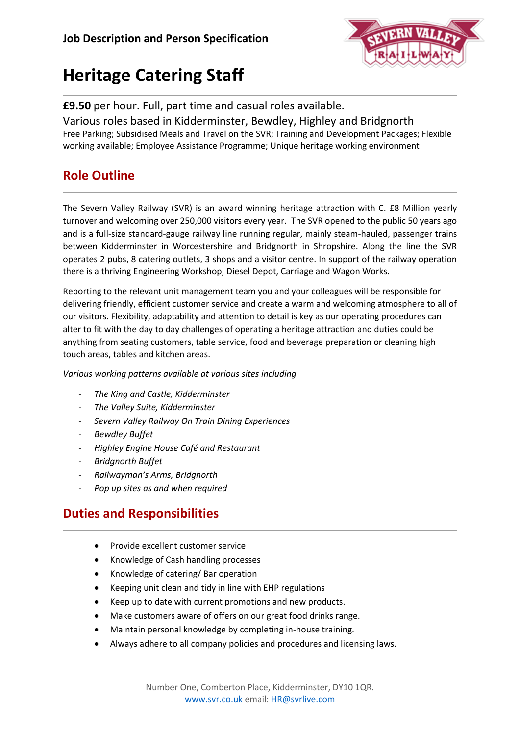Job Description and Person Specification

# Heritage Catering Staff

**£9.50** per hour. Full, part time and casual roles available.

Various roles based in Kidderminster, Bewdley, Highley and Bridgnorth

Free Parking; Subsidised Meals and Travel on the SVR; Training and Development Packages; Flexible working available; Employee Assistance Programme; Unique heritage working environment

## Role Outline

The Severn Valley Railway (SVR) is an award winning heritage attraction with C. £8 Million yearly turnover and welcoming over 250,000 visitors every year. The SVR opened to the public 50 years ago and is a full-size standard-gauge railway line running regular, mainly steam-hauled, passenger trains between Kidderminster in Worcestershire and Bridgnorth in Shropshire. Along the line the SVR operates 2 pubs, 8 catering outlets, 3 shops and a visitor centre. In support of the railway operation there is a thriving Engineering Workshop, Diesel Depot, Carriage and Wagon Works.

Reporting to the relevant unit management team you and your colleagues will be responsible for delivering friendly, efficient customer service and create a warm and welcoming atmosphere to all of our visitors. Flexibility, adaptability and attention to detail is key as our operating procedures can alter to fit with the day to day challenges of operating a heritage attraction and duties could be anything from seating customers, table service, food and beverage preparation or cleaning high touch areas, tables and kitchen areas.

*Various working patterns available at various sites including*

- *The King and Castle, Kidderminster*
- *The Valley Suite, Kidderminster*
- *Severn Valley Railway On Train Dining Experiences*
- *Bewdley Buffet*
- *Highley Engine House Café and Restaurant*
- *Bridgnorth Buffet*
- *Railwayman's Arms, Bridgnorth*
- *Pop up sites as and when required*

## Duties and Responsibilities

- Provide excellent customer service
- Knowledge of Cash handling processes
- Knowledge of catering/ Bar operation
- Keeping unit clean and tidy in line with EHP regulations
- Keep up to date with current promotions and new products.
- Make customers aware of offers on our great food drinks range.
- Maintain personal knowledge by completing in-house training.
- Always adhere to all company policies and procedures and licensing laws.

Number One, Comberton Place, Kidderminster, DY10 1QR.
www.svr.co.uk email: HR@svrlive.com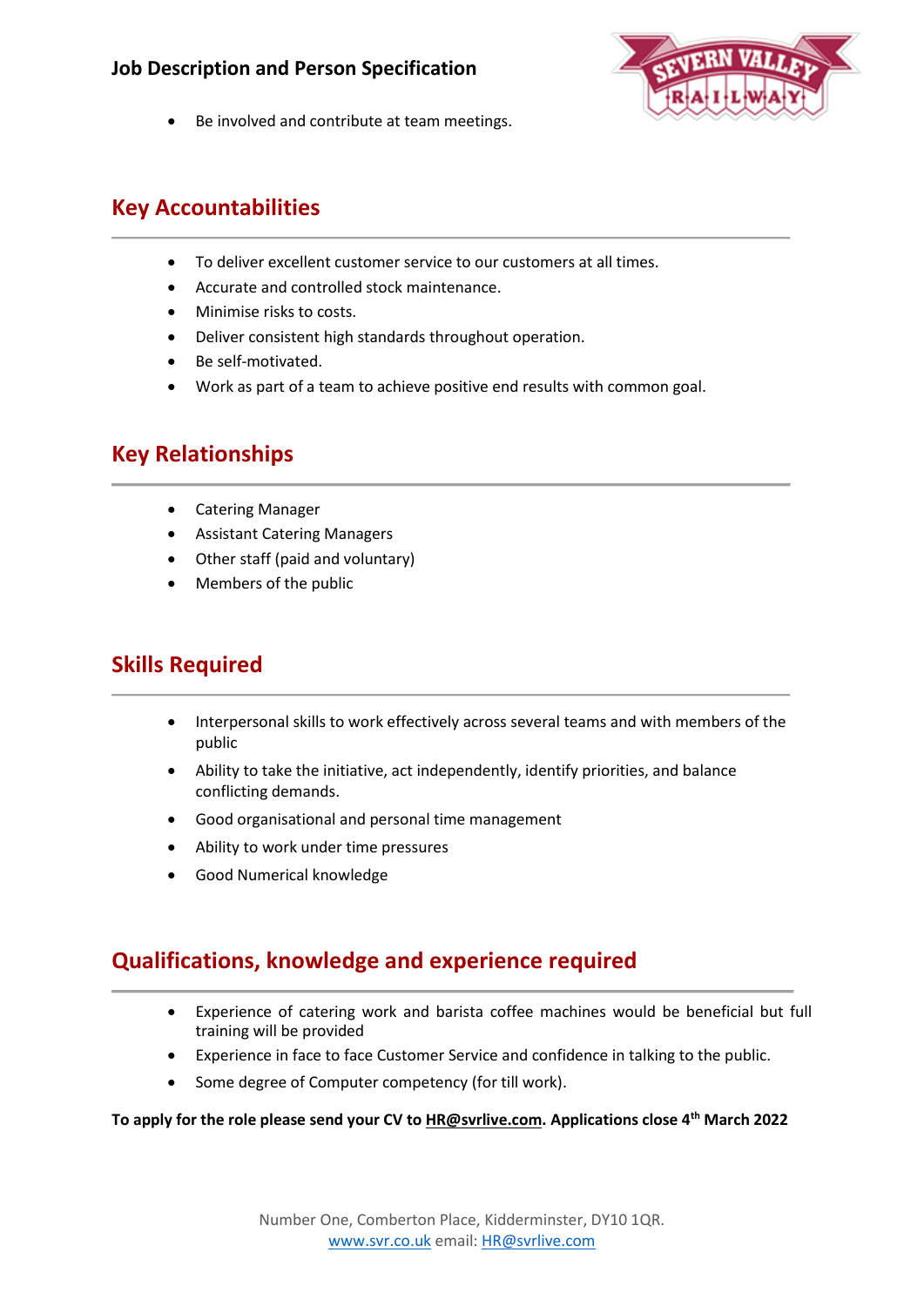- Be involved and contribute at team meetings.

## Key Accountabilities

- To deliver excellent customer service to our customers at all times.
- Accurate and controlled stock maintenance.
- Minimise risks to costs.
- Deliver consistent high standards throughout operation.
- Be self-motivated.
- Work as part of a team to achieve positive end results with common goal.

## Key Relationships

- Catering Manager
- Assistant Catering Managers
- Other staff (paid and voluntary)
- Members of the public

## Skills Required

- Interpersonal skills to work effectively across several teams and with members of the public
- Ability to take the initiative, act independently, identify priorities, and balance conflicting demands.
- Good organisational and personal time management
- Ability to work under time pressures
- Good Numerical knowledge

## Qualifications, knowledge and experience required

- Experience of catering work and barista coffee machines would be beneficial but full training will be provided
- Experience in face to face Customer Service and confidence in talking to the public.
- Some degree of Computer competency (for till work).

**To apply for the role please send your CV to HR@svrlive.com. Applications close 4th March 2022**

Number One, Comberton Place, Kidderminster, DY10 1QR.
www.svr.co.uk email: HR@svrlive.com